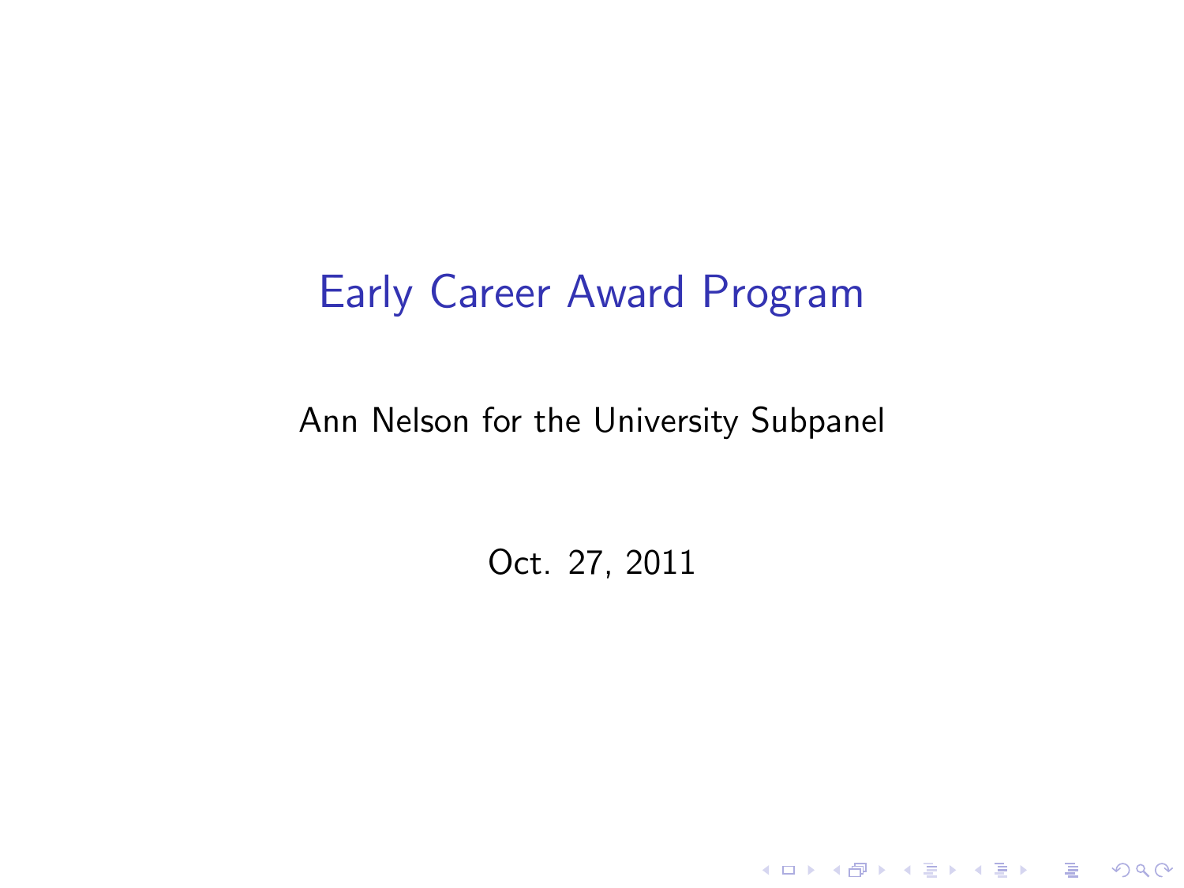# Early Career Award Program

Ann Nelson for the University Subpanel

Oct. 27, 2011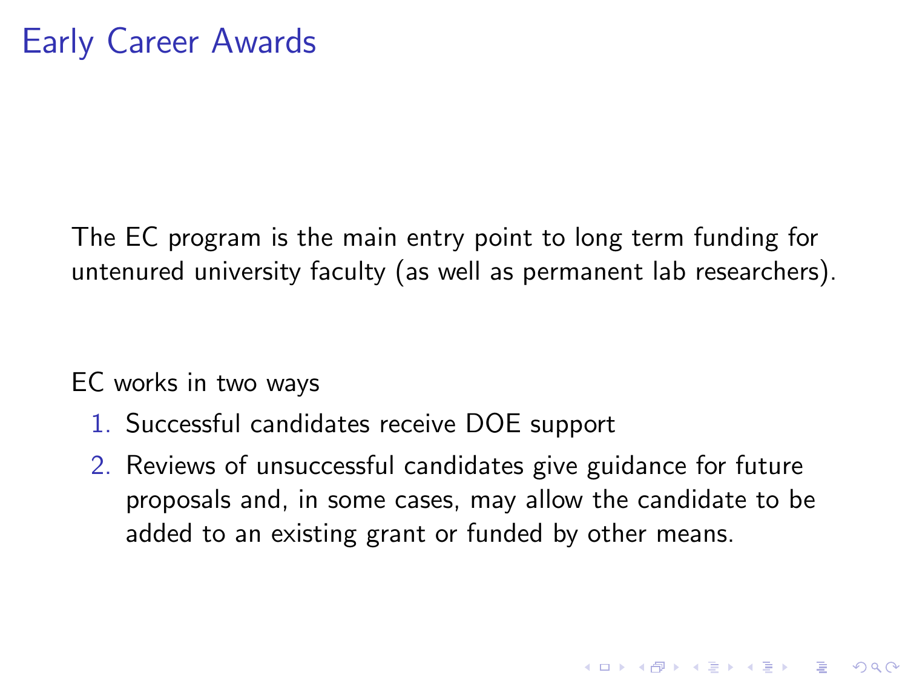# Early Career Awards

The EC program is the main entry point to long term funding for untenured university faculty (as well as permanent lab researchers).

EC works in two ways

1. Successful candidates receive DOE support
2. Reviews of unsuccessful candidates give guidance for future proposals and, in some cases, may allow the candidate to be added to an existing grant or funded by other means.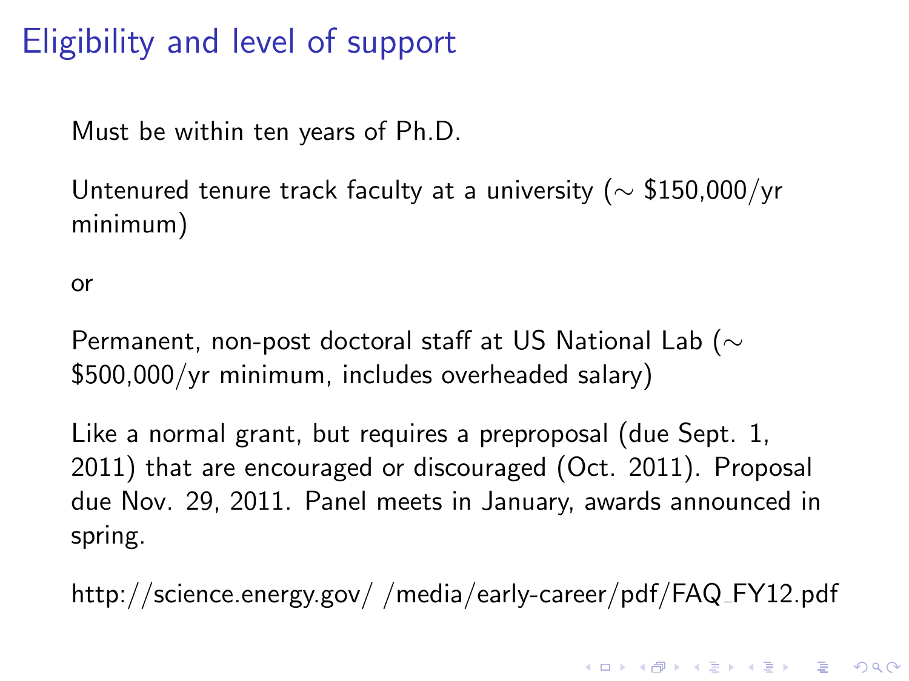# Eligibility and level of support

Must be within ten years of Ph.D.

Untenured tenure track faculty at a university ($\sim$ \$150,000/yr minimum)

or

Permanent, non-post doctoral staff at US National Lab ($\sim$ \$500,000/yr minimum, includes overheaded salary)

Like a normal grant, but requires a preproposal (due Sept. 1, 2011) that are encouraged or discouraged (Oct. 2011). Proposal due Nov. 29, 2011. Panel meets in January, awards announced in spring.

http://science.energy.gov/ /media/early-career/pdf/FAQ_FY12.pdf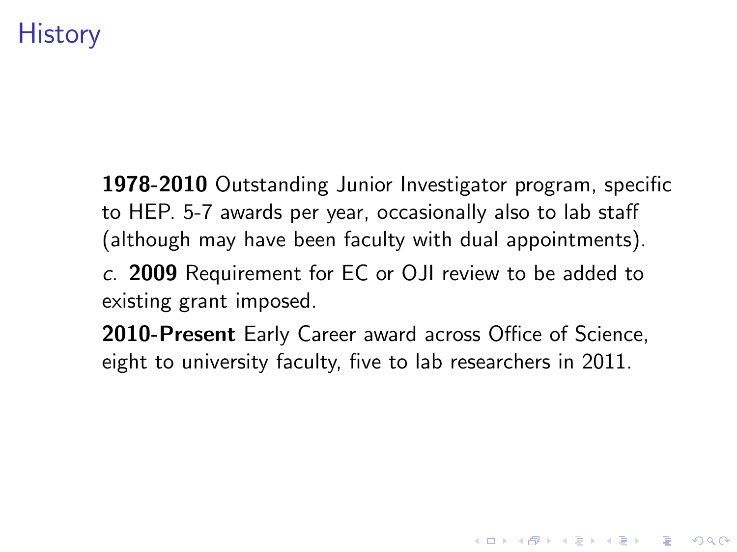# History

**1978-2010** Outstanding Junior Investigator program, specific to HEP. 5-7 awards per year, occasionally also to lab staff (although may have been faculty with dual appointments).

*c.* **2009** Requirement for EC or OJI review to be added to existing grant imposed.

**2010-Present** Early Career award across Office of Science, eight to university faculty, five to lab researchers in 2011.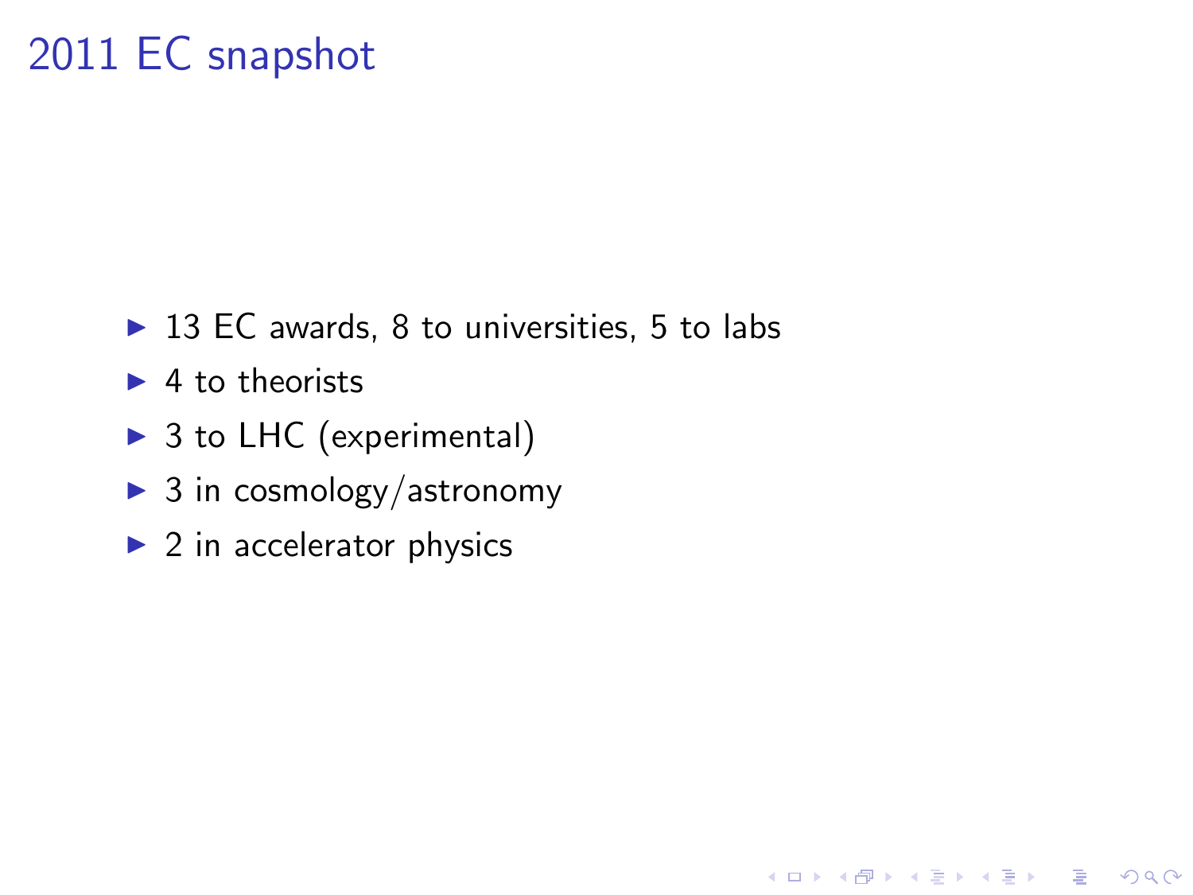# 2011 EC snapshot

- 13 EC awards, 8 to universities, 5 to labs
- 4 to theorists
- 3 to LHC (experimental)
- 3 in cosmology/astronomy
- 2 in accelerator physics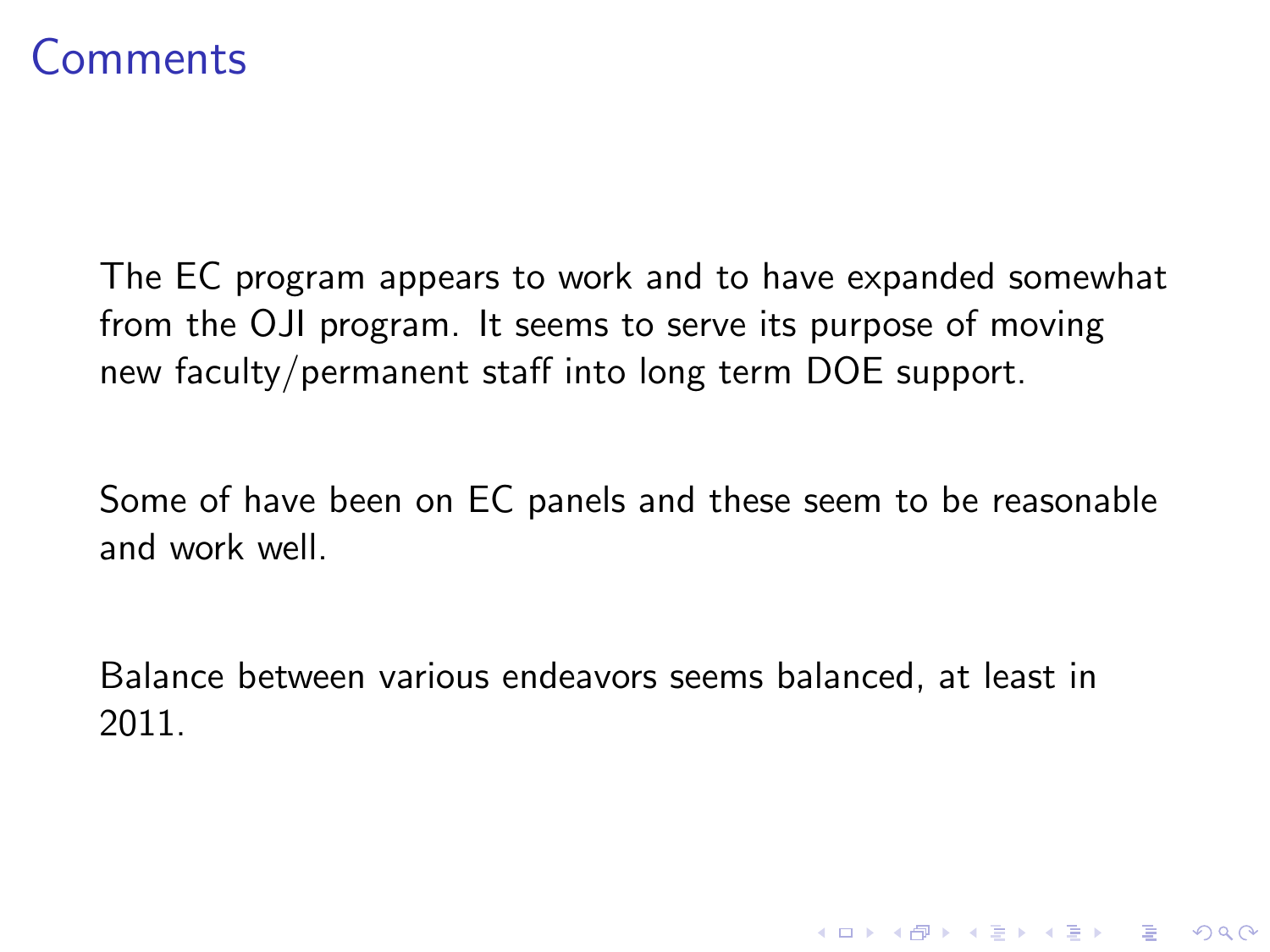# Comments

The EC program appears to work and to have expanded somewhat from the OJI program. It seems to serve its purpose of moving new faculty/permanent staff into long term DOE support.

Some of have been on EC panels and these seem to be reasonable and work well.

Balance between various endeavors seems balanced, at least in 2011.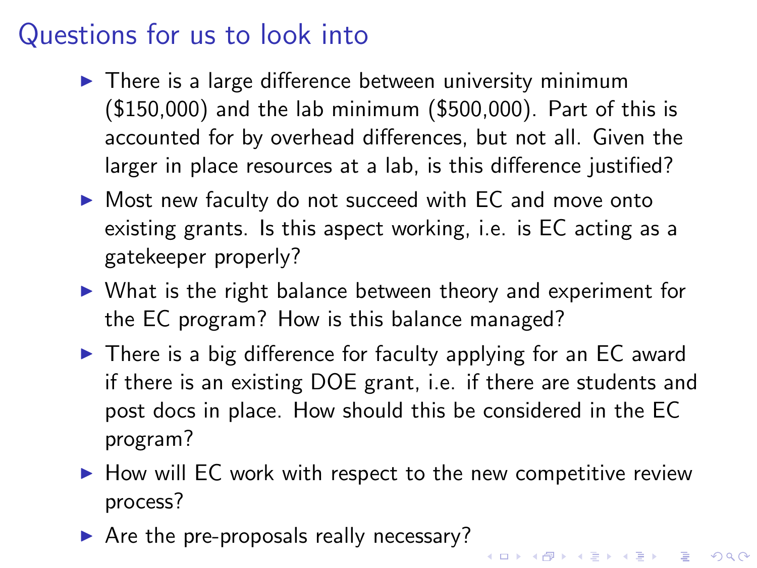# Questions for us to look into

- There is a large difference between university minimum ($150,000) and the lab minimum ($500,000). Part of this is accounted for by overhead differences, but not all. Given the larger in place resources at a lab, is this difference justified?
- Most new faculty do not succeed with EC and move onto existing grants. Is this aspect working, i.e. is EC acting as a gatekeeper properly?
- What is the right balance between theory and experiment for the EC program? How is this balance managed?
- There is a big difference for faculty applying for an EC award if there is an existing DOE grant, i.e. if there are students and post docs in place. How should this be considered in the EC program?
- How will EC work with respect to the new competitive review process?
- Are the pre-proposals really necessary?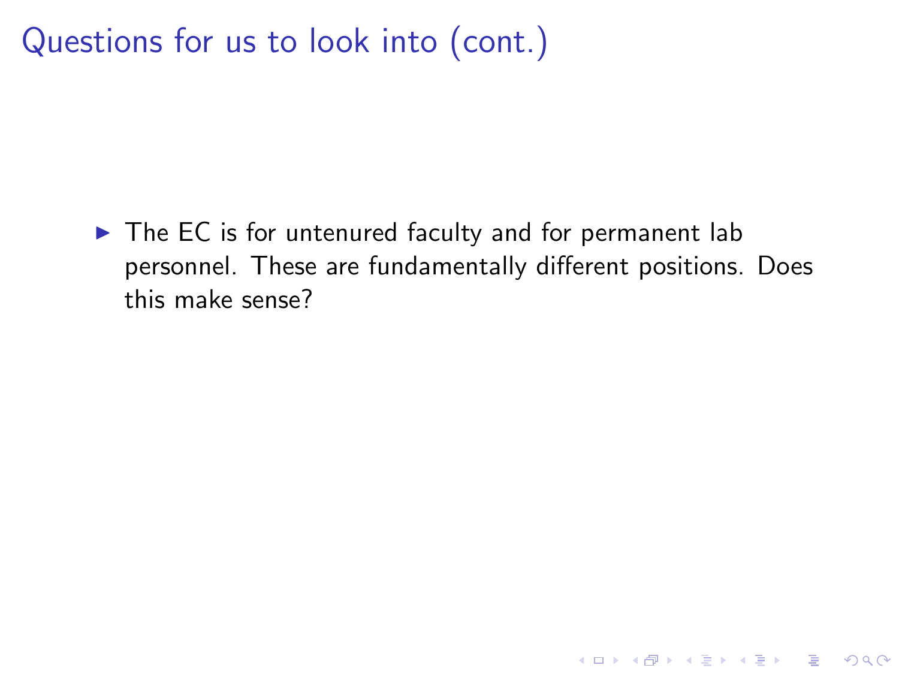# Questions for us to look into (cont.)

- The EC is for untenured faculty and for permanent lab personnel. These are fundamentally different positions. Does this make sense?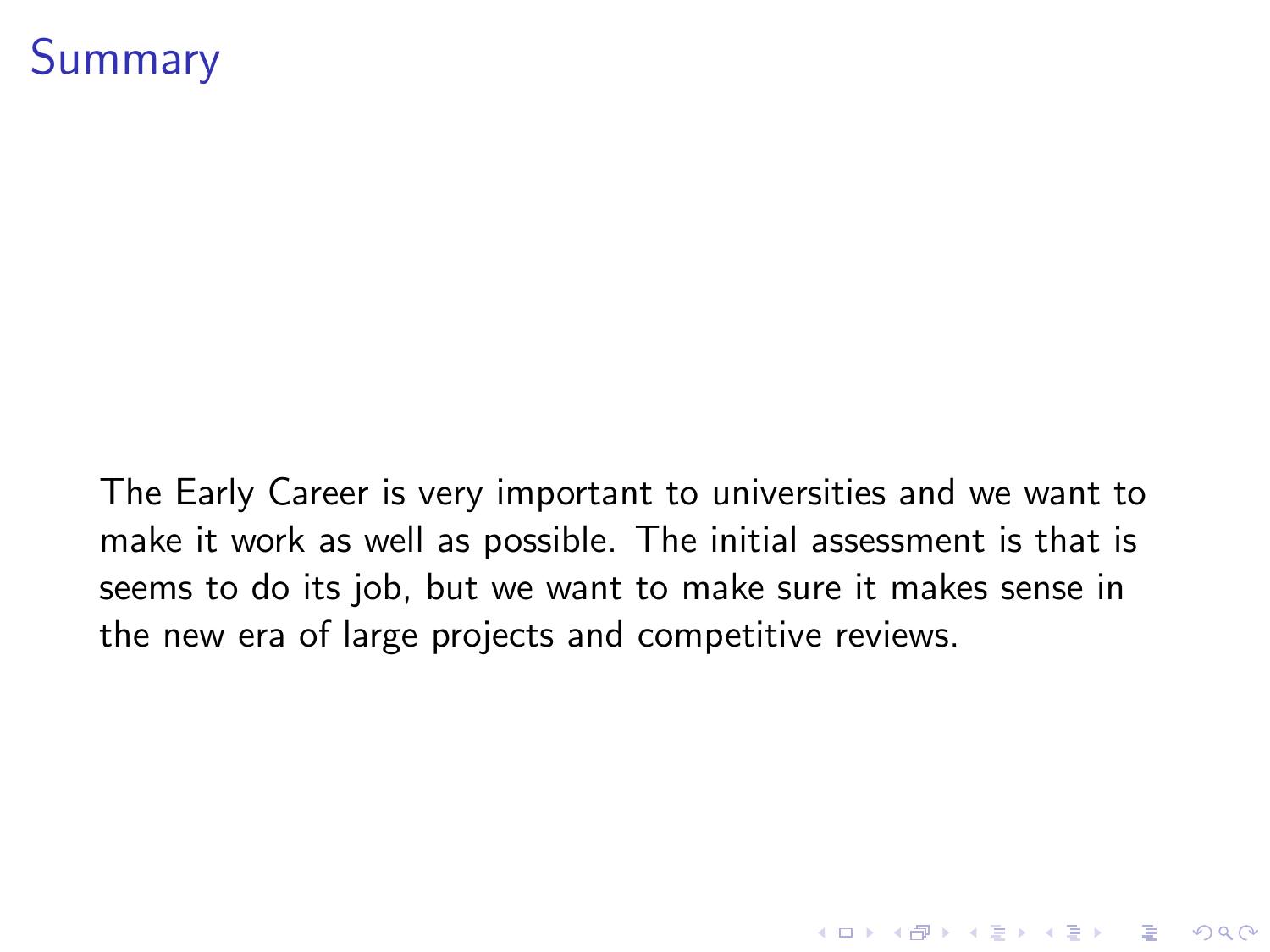# Summary

The Early Career is very important to universities and we want to make it work as well as possible. The initial assessment is that is seems to do its job, but we want to make sure it makes sense in the new era of large projects and competitive reviews.